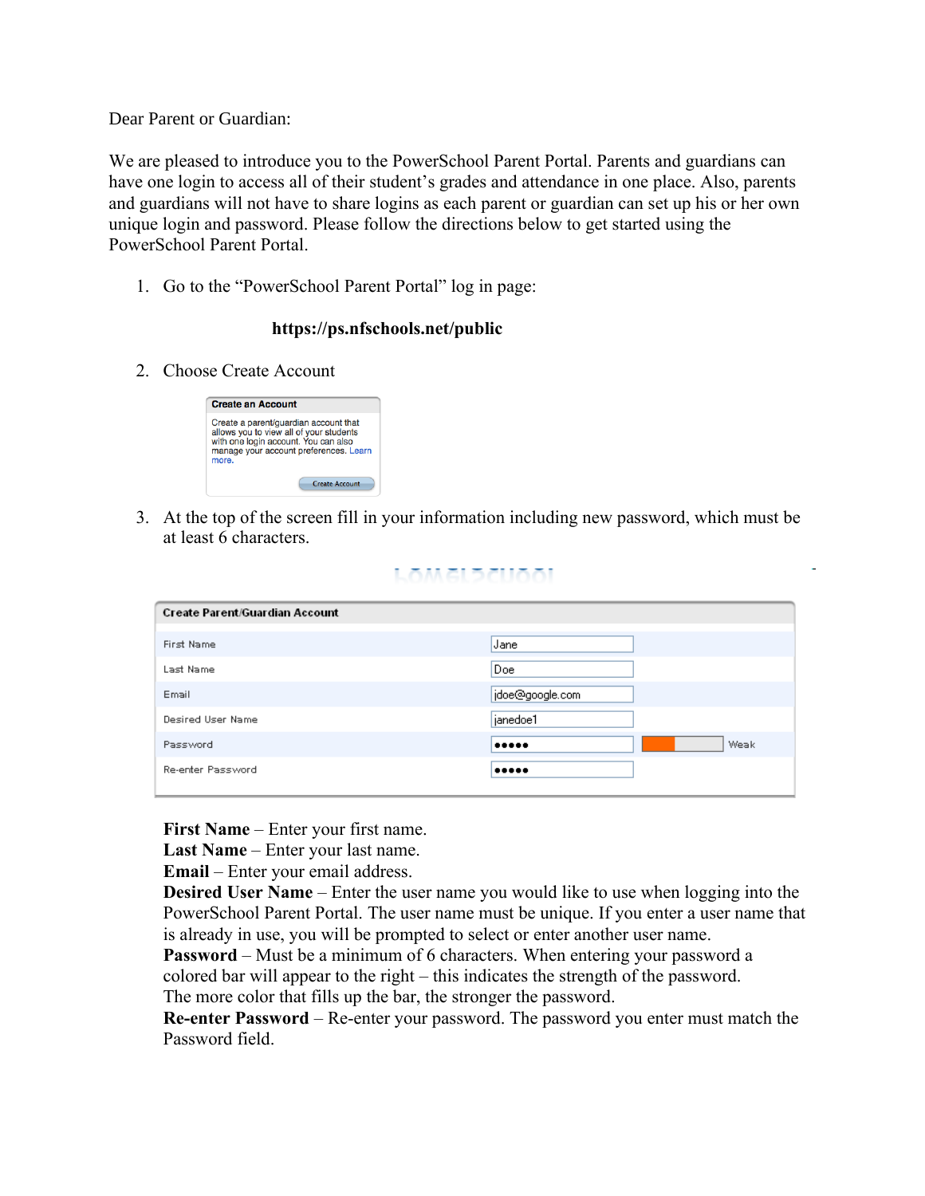Dear Parent or Guardian:

We are pleased to introduce you to the PowerSchool Parent Portal. Parents and guardians can have one login to access all of their student's grades and attendance in one place. Also, parents and guardians will not have to share logins as each parent or guardian can set up his or her own unique login and password. Please follow the directions below to get started using the PowerSchool Parent Portal.

1. Go to the "PowerSchool Parent Portal" log in page:

   **https://ps.nfschools.net/public**

2. Choose Create Account

   **Create an Account**

   Create a parent/guardian account that allows you to view all of your students with one login account. You can also manage your account preferences. Learn more.

   Create Account

3. At the top of the screen fill in your information including new password, which must be at least 6 characters.

| Create Parent/Guardian Account | | |
|---|---|---|
| First Name | Jane | |
| Last Name | Doe | |
| Email | jdoe@google.com | |
| Desired User Name | janedoe1 | |
| Password | ••••• | Weak |
| Re-enter Password | ••••• | |

**First Name** – Enter your first name.
**Last Name** – Enter your last name.
**Email** – Enter your email address.
**Desired User Name** – Enter the user name you would like to use when logging into the PowerSchool Parent Portal. The user name must be unique. If you enter a user name that is already in use, you will be prompted to select or enter another user name.
**Password** – Must be a minimum of 6 characters. When entering your password a colored bar will appear to the right – this indicates the strength of the password. The more color that fills up the bar, the stronger the password.
**Re-enter Password** – Re-enter your password. The password you enter must match the Password field.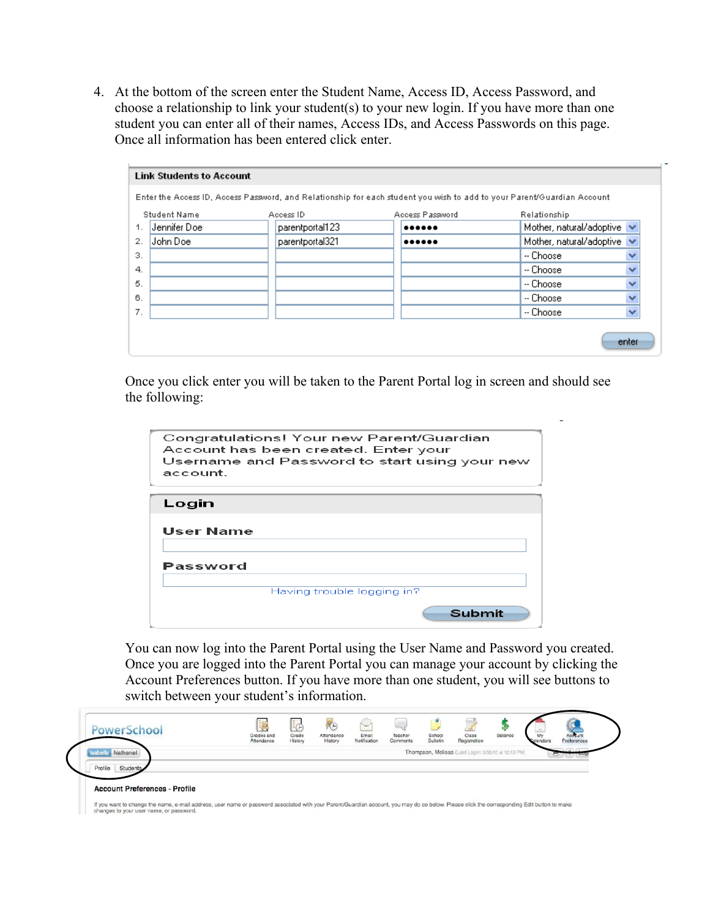4. At the bottom of the screen enter the Student Name, Access ID, Access Password, and choose a relationship to link your student(s) to your new login. If you have more than one student you can enter all of their names, Access IDs, and Access Passwords on this page. Once all information has been entered click enter.

**Link Students to Account**

Enter the Access ID, Access Password, and Relationship for each student you wish to add to your Parent/Guardian Account

| | Student Name | Access ID | Access Password | Relationship |
|---|---|---|---|---|
| 1. | Jennifer Doe | parentportal123 | •••••• | Mother, natural/adoptive |
| 2. | John Doe | parentportal321 | •••••• | Mother, natural/adoptive |
| 3. | | | | -- Choose |
| 4. | | | | -- Choose |
| 5. | | | | -- Choose |
| 6. | | | | -- Choose |
| 7. | | | | -- Choose |

enter

Once you click enter you will be taken to the Parent Portal log in screen and should see the following:

Congratulations! Your new Parent/Guardian Account has been created. Enter your Username and Password to start using your new account.

**Login**

User Name

Password

Having trouble logging in?

Submit

You can now log into the Parent Portal using the User Name and Password you created. Once you are logged into the Parent Portal you can manage your account by clicking the Account Preferences button. If you have more than one student, you will see buttons to switch between your student's information.

PowerSchool

Grades and Attendance | Grade History | Attendance History | Email Notification | Teacher Comments | School Bulletin | Class Registration | Balance | My Calendars | Account Preferences

Isabella | Nathaniel

Thompson, Melissa (Last Login: 5/30/10 at 12:19 PM)

Profile | Students

**Account Preferences - Profile**

If you want to change the name, e-mail address, user name or password associated with your Parent/Guardian account, you may do so below. Please click the corresponding Edit button to make changes to your user name, or password.